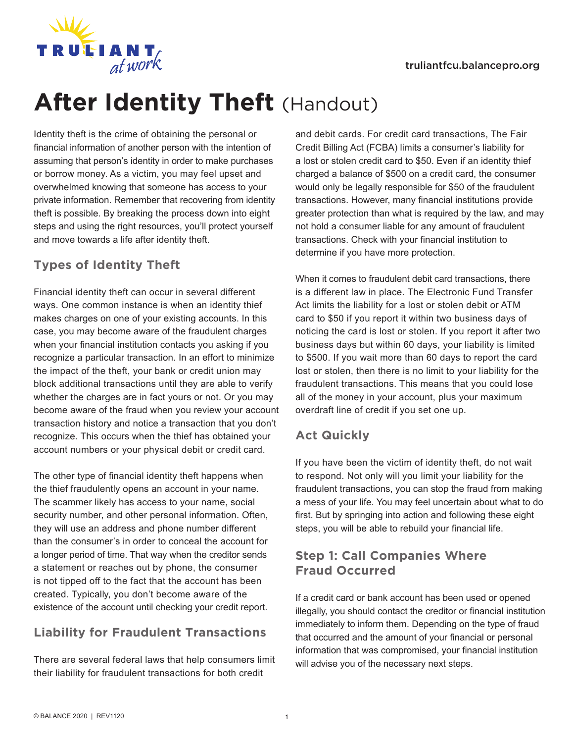# After Identity Theft (Handout)

Identity theft is the crime of obtaining the personal or financial information of another person with the intention of assuming that person's identity in order to make purchases or borrow money. As a victim, you may feel upset and overwhelmed knowing that someone has access to your private information. Remember that recovering from identity theft is possible. By breaking the process down into eight steps and using the right resources, you'll protect yourself and move towards a life after identity theft.

## Types of Identity Theft

Financial identity theft can occur in several different ways. One common instance is when an identity thief makes charges on one of your existing accounts. In this case, you may become aware of the fraudulent charges when your financial institution contacts you asking if you recognize a particular transaction. In an effort to minimize the impact of the theft, your bank or credit union may block additional transactions until they are able to verify whether the charges are in fact yours or not. Or you may become aware of the fraud when you review your account transaction history and notice a transaction that you don't recognize. This occurs when the thief has obtained your account numbers or your physical debit or credit card.

The other type of financial identity theft happens when the thief fraudulently opens an account in your name. The scammer likely has access to your name, social security number, and other personal information. Often, they will use an address and phone number different than the consumer's in order to conceal the account for a longer period of time. That way when the creditor sends a statement or reaches out by phone, the consumer is not tipped off to the fact that the account has been created. Typically, you don't become aware of the existence of the account until checking your credit report.

## Liability for Fraudulent Transactions

There are several federal laws that help consumers limit their liability for fraudulent transactions for both credit and debit cards. For credit card transactions, The Fair Credit Billing Act (FCBA) limits a consumer's liability for a lost or stolen credit card to $50. Even if an identity thief charged a balance of $500 on a credit card, the consumer would only be legally responsible for $50 of the fraudulent transactions. However, many financial institutions provide greater protection than what is required by the law, and may not hold a consumer liable for any amount of fraudulent transactions. Check with your financial institution to determine if you have more protection.

When it comes to fraudulent debit card transactions, there is a different law in place. The Electronic Fund Transfer Act limits the liability for a lost or stolen debit or ATM card to $50 if you report it within two business days of noticing the card is lost or stolen. If you report it after two business days but within 60 days, your liability is limited to $500. If you wait more than 60 days to report the card lost or stolen, then there is no limit to your liability for the fraudulent transactions. This means that you could lose all of the money in your account, plus your maximum overdraft line of credit if you set one up.

## Act Quickly

If you have been the victim of identity theft, do not wait to respond. Not only will you limit your liability for the fraudulent transactions, you can stop the fraud from making a mess of your life. You may feel uncertain about what to do first. But by springing into action and following these eight steps, you will be able to rebuild your financial life.

## Step 1: Call Companies Where Fraud Occurred

If a credit card or bank account has been used or opened illegally, you should contact the creditor or financial institution immediately to inform them. Depending on the type of fraud that occurred and the amount of your financial or personal information that was compromised, your financial institution will advise you of the necessary next steps.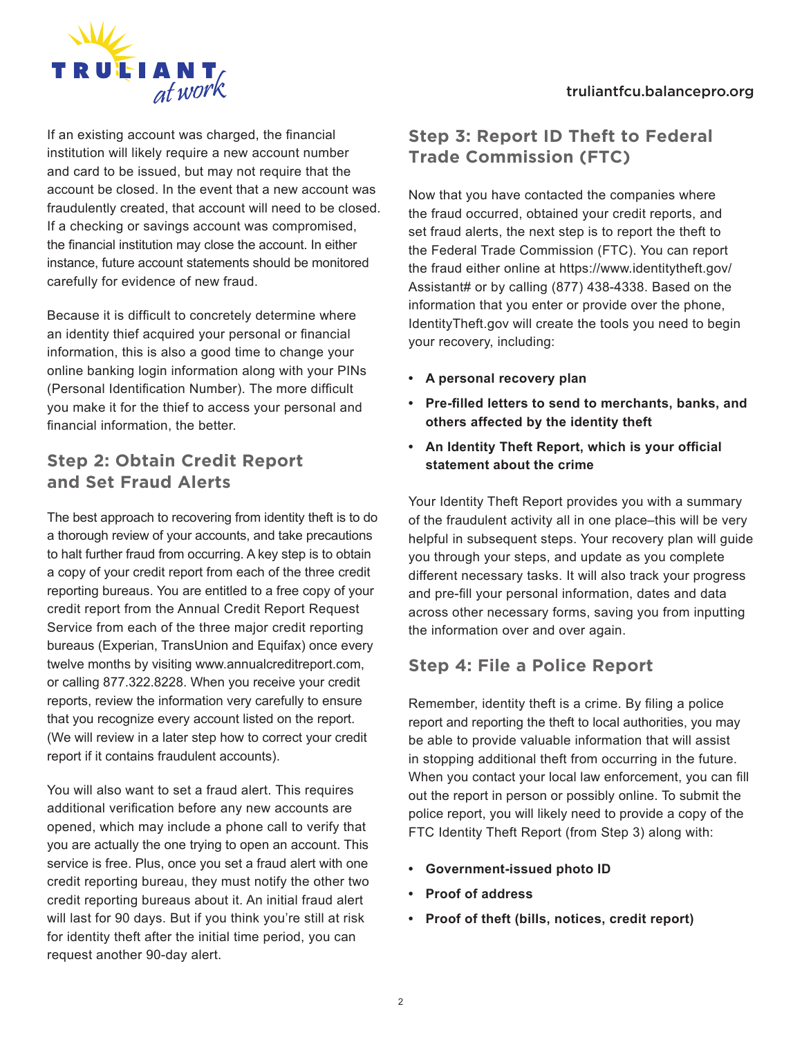If an existing account was charged, the financial institution will likely require a new account number and card to be issued, but may not require that the account be closed. In the event that a new account was fraudulently created, that account will need to be closed. If a checking or savings account was compromised, the financial institution may close the account. In either instance, future account statements should be monitored carefully for evidence of new fraud.

Because it is difficult to concretely determine where an identity thief acquired your personal or financial information, this is also a good time to change your online banking login information along with your PINs (Personal Identification Number). The more difficult you make it for the thief to access your personal and financial information, the better.

## Step 2: Obtain Credit Report and Set Fraud Alerts

The best approach to recovering from identity theft is to do a thorough review of your accounts, and take precautions to halt further fraud from occurring. A key step is to obtain a copy of your credit report from each of the three credit reporting bureaus. You are entitled to a free copy of your credit report from the Annual Credit Report Request Service from each of the three major credit reporting bureaus (Experian, TransUnion and Equifax) once every twelve months by visiting www.annualcreditreport.com, or calling 877.322.8228. When you receive your credit reports, review the information very carefully to ensure that you recognize every account listed on the report. (We will review in a later step how to correct your credit report if it contains fraudulent accounts).

You will also want to set a fraud alert. This requires additional verification before any new accounts are opened, which may include a phone call to verify that you are actually the one trying to open an account. This service is free. Plus, once you set a fraud alert with one credit reporting bureau, they must notify the other two credit reporting bureaus about it. An initial fraud alert will last for 90 days. But if you think you're still at risk for identity theft after the initial time period, you can request another 90-day alert.

## Step 3: Report ID Theft to Federal Trade Commission (FTC)

Now that you have contacted the companies where the fraud occurred, obtained your credit reports, and set fraud alerts, the next step is to report the theft to the Federal Trade Commission (FTC). You can report the fraud either online at https://www.identitytheft.gov/Assistant# or by calling (877) 438-4338. Based on the information that you enter or provide over the phone, IdentityTheft.gov will create the tools you need to begin your recovery, including:

- **A personal recovery plan**
- **Pre-filled letters to send to merchants, banks, and others affected by the identity theft**
- **An Identity Theft Report, which is your official statement about the crime**

Your Identity Theft Report provides you with a summary of the fraudulent activity all in one place–this will be very helpful in subsequent steps. Your recovery plan will guide you through your steps, and update as you complete different necessary tasks. It will also track your progress and pre-fill your personal information, dates and data across other necessary forms, saving you from inputting the information over and over again.

## Step 4: File a Police Report

Remember, identity theft is a crime. By filing a police report and reporting the theft to local authorities, you may be able to provide valuable information that will assist in stopping additional theft from occurring in the future. When you contact your local law enforcement, you can fill out the report in person or possibly online. To submit the police report, you will likely need to provide a copy of the FTC Identity Theft Report (from Step 3) along with:

- **Government-issued photo ID**
- **Proof of address**
- **Proof of theft (bills, notices, credit report)**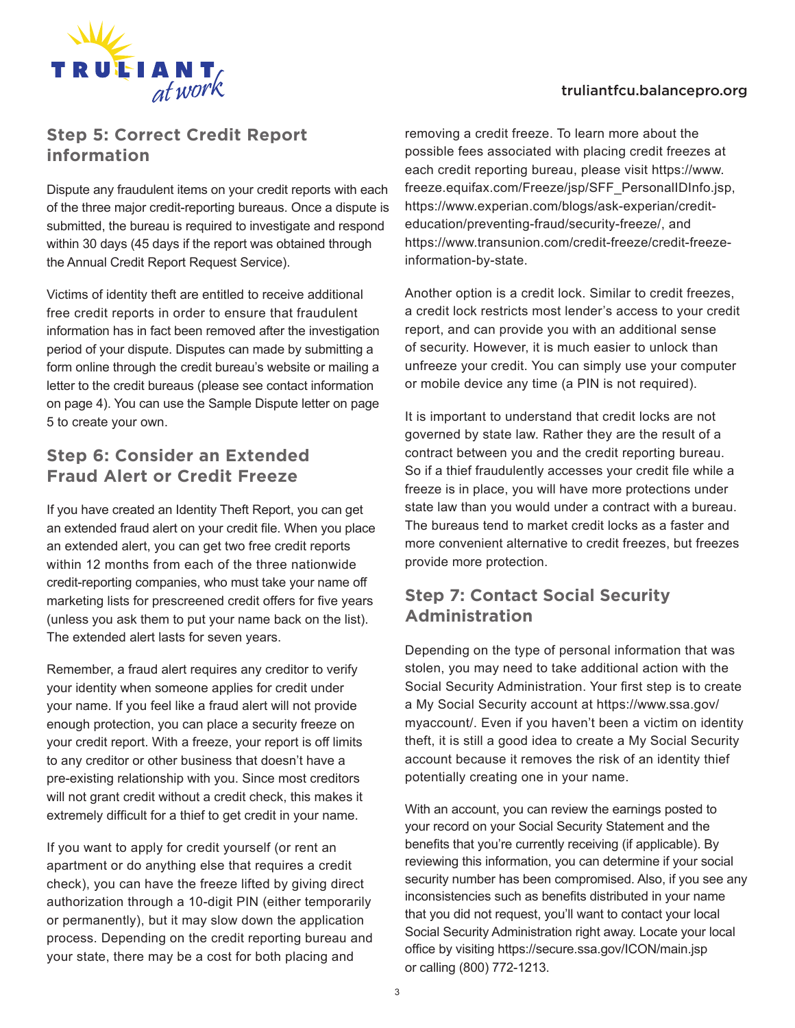## Step 5: Correct Credit Report information

Dispute any fraudulent items on your credit reports with each of the three major credit-reporting bureaus. Once a dispute is submitted, the bureau is required to investigate and respond within 30 days (45 days if the report was obtained through the Annual Credit Report Request Service).

Victims of identity theft are entitled to receive additional free credit reports in order to ensure that fraudulent information has in fact been removed after the investigation period of your dispute. Disputes can made by submitting a form online through the credit bureau's website or mailing a letter to the credit bureaus (please see contact information on page 4). You can use the Sample Dispute letter on page 5 to create your own.

## Step 6: Consider an Extended Fraud Alert or Credit Freeze

If you have created an Identity Theft Report, you can get an extended fraud alert on your credit file. When you place an extended alert, you can get two free credit reports within 12 months from each of the three nationwide credit-reporting companies, who must take your name off marketing lists for prescreened credit offers for five years (unless you ask them to put your name back on the list). The extended alert lasts for seven years.

Remember, a fraud alert requires any creditor to verify your identity when someone applies for credit under your name. If you feel like a fraud alert will not provide enough protection, you can place a security freeze on your credit report. With a freeze, your report is off limits to any creditor or other business that doesn't have a pre-existing relationship with you. Since most creditors will not grant credit without a credit check, this makes it extremely difficult for a thief to get credit in your name.

If you want to apply for credit yourself (or rent an apartment or do anything else that requires a credit check), you can have the freeze lifted by giving direct authorization through a 10-digit PIN (either temporarily or permanently), but it may slow down the application process. Depending on the credit reporting bureau and your state, there may be a cost for both placing and removing a credit freeze. To learn more about the possible fees associated with placing credit freezes at each credit reporting bureau, please visit https://www.freeze.equifax.com/Freeze/jsp/SFF_PersonalIDInfo.jsp, https://www.experian.com/blogs/ask-experian/credit-education/preventing-fraud/security-freeze/, and https://www.transunion.com/credit-freeze/credit-freeze-information-by-state.

Another option is a credit lock. Similar to credit freezes, a credit lock restricts most lender's access to your credit report, and can provide you with an additional sense of security. However, it is much easier to unlock than unfreeze your credit. You can simply use your computer or mobile device any time (a PIN is not required).

It is important to understand that credit locks are not governed by state law. Rather they are the result of a contract between you and the credit reporting bureau. So if a thief fraudulently accesses your credit file while a freeze is in place, you will have more protections under state law than you would under a contract with a bureau. The bureaus tend to market credit locks as a faster and more convenient alternative to credit freezes, but freezes provide more protection.

## Step 7: Contact Social Security Administration

Depending on the type of personal information that was stolen, you may need to take additional action with the Social Security Administration. Your first step is to create a My Social Security account at https://www.ssa.gov/myaccount/. Even if you haven't been a victim on identity theft, it is still a good idea to create a My Social Security account because it removes the risk of an identity thief potentially creating one in your name.

With an account, you can review the earnings posted to your record on your Social Security Statement and the benefits that you're currently receiving (if applicable). By reviewing this information, you can determine if your social security number has been compromised. Also, if you see any inconsistencies such as benefits distributed in your name that you did not request, you'll want to contact your local Social Security Administration right away. Locate your local office by visiting https://secure.ssa.gov/ICON/main.jsp or calling (800) 772-1213.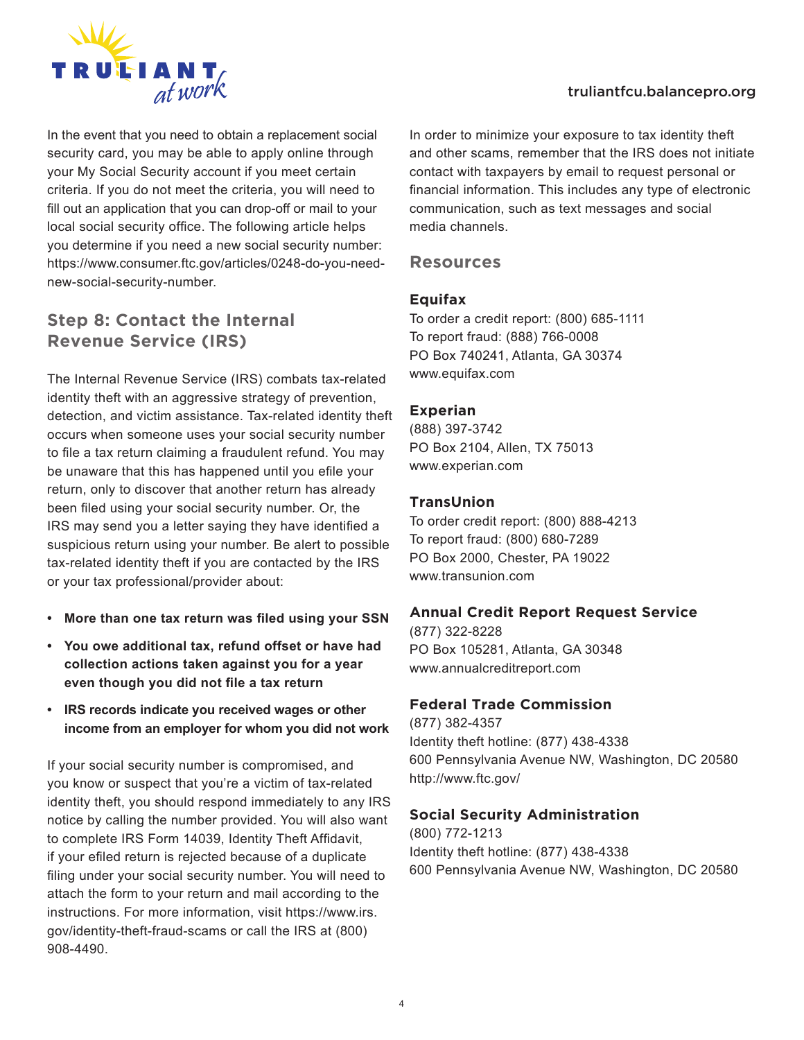In the event that you need to obtain a replacement social security card, you may be able to apply online through your My Social Security account if you meet certain criteria. If you do not meet the criteria, you will need to fill out an application that you can drop-off or mail to your local social security office. The following article helps you determine if you need a new social security number: https://www.consumer.ftc.gov/articles/0248-do-you-need-new-social-security-number.

## Step 8: Contact the Internal Revenue Service (IRS)

The Internal Revenue Service (IRS) combats tax-related identity theft with an aggressive strategy of prevention, detection, and victim assistance. Tax-related identity theft occurs when someone uses your social security number to file a tax return claiming a fraudulent refund. You may be unaware that this has happened until you efile your return, only to discover that another return has already been filed using your social security number. Or, the IRS may send you a letter saying they have identified a suspicious return using your number. Be alert to possible tax-related identity theft if you are contacted by the IRS or your tax professional/provider about:

- **More than one tax return was filed using your SSN**
- **You owe additional tax, refund offset or have had collection actions taken against you for a year even though you did not file a tax return**
- **IRS records indicate you received wages or other income from an employer for whom you did not work**

If your social security number is compromised, and you know or suspect that you're a victim of tax-related identity theft, you should respond immediately to any IRS notice by calling the number provided. You will also want to complete IRS Form 14039, Identity Theft Affidavit, if your efiled return is rejected because of a duplicate filing under your social security number. You will need to attach the form to your return and mail according to the instructions. For more information, visit https://www.irs.gov/identity-theft-fraud-scams or call the IRS at (800) 908-4490.

In order to minimize your exposure to tax identity theft and other scams, remember that the IRS does not initiate contact with taxpayers by email to request personal or financial information. This includes any type of electronic communication, such as text messages and social media channels.

## Resources

### Equifax

To order a credit report: (800) 685-1111
To report fraud: (888) 766-0008
PO Box 740241, Atlanta, GA 30374
www.equifax.com

### Experian

(888) 397-3742
PO Box 2104, Allen, TX 75013
www.experian.com

### TransUnion

To order credit report: (800) 888-4213
To report fraud: (800) 680-7289
PO Box 2000, Chester, PA 19022
www.transunion.com

### Annual Credit Report Request Service

(877) 322-8228
PO Box 105281, Atlanta, GA 30348
www.annualcreditreport.com

### Federal Trade Commission

(877) 382-4357
Identity theft hotline: (877) 438-4338
600 Pennsylvania Avenue NW, Washington, DC 20580
http://www.ftc.gov/

### Social Security Administration

(800) 772-1213
Identity theft hotline: (877) 438-4338
600 Pennsylvania Avenue NW, Washington, DC 20580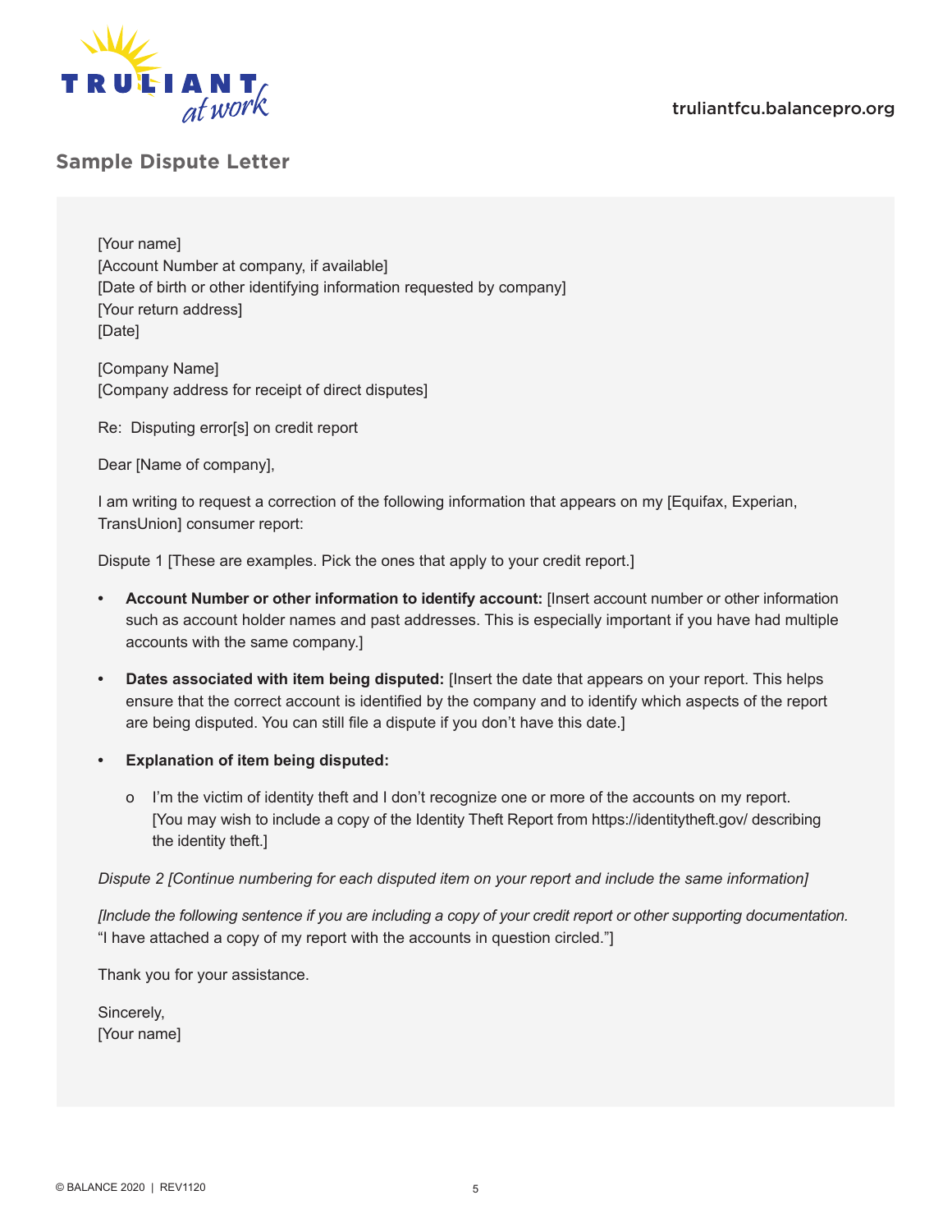## Sample Dispute Letter

[Your name]
[Account Number at company, if available]
[Date of birth or other identifying information requested by company]
[Your return address]
[Date]

[Company Name]
[Company address for receipt of direct disputes]

Re: Disputing error[s] on credit report

Dear [Name of company],

I am writing to request a correction of the following information that appears on my [Equifax, Experian, TransUnion] consumer report:

Dispute 1 [These are examples. Pick the ones that apply to your credit report.]

- **Account Number or other information to identify account:** [Insert account number or other information such as account holder names and past addresses. This is especially important if you have had multiple accounts with the same company.]
- **Dates associated with item being disputed:** [Insert the date that appears on your report. This helps ensure that the correct account is identified by the company and to identify which aspects of the report are being disputed. You can still file a dispute if you don't have this date.]
- **Explanation of item being disputed:**
  - I'm the victim of identity theft and I don't recognize one or more of the accounts on my report. [You may wish to include a copy of the Identity Theft Report from https://identitytheft.gov/ describing the identity theft.]

*Dispute 2 [Continue numbering for each disputed item on your report and include the same information]*

*[Include the following sentence if you are including a copy of your credit report or other supporting documentation.* "I have attached a copy of my report with the accounts in question circled."]

Thank you for your assistance.

Sincerely,
[Your name]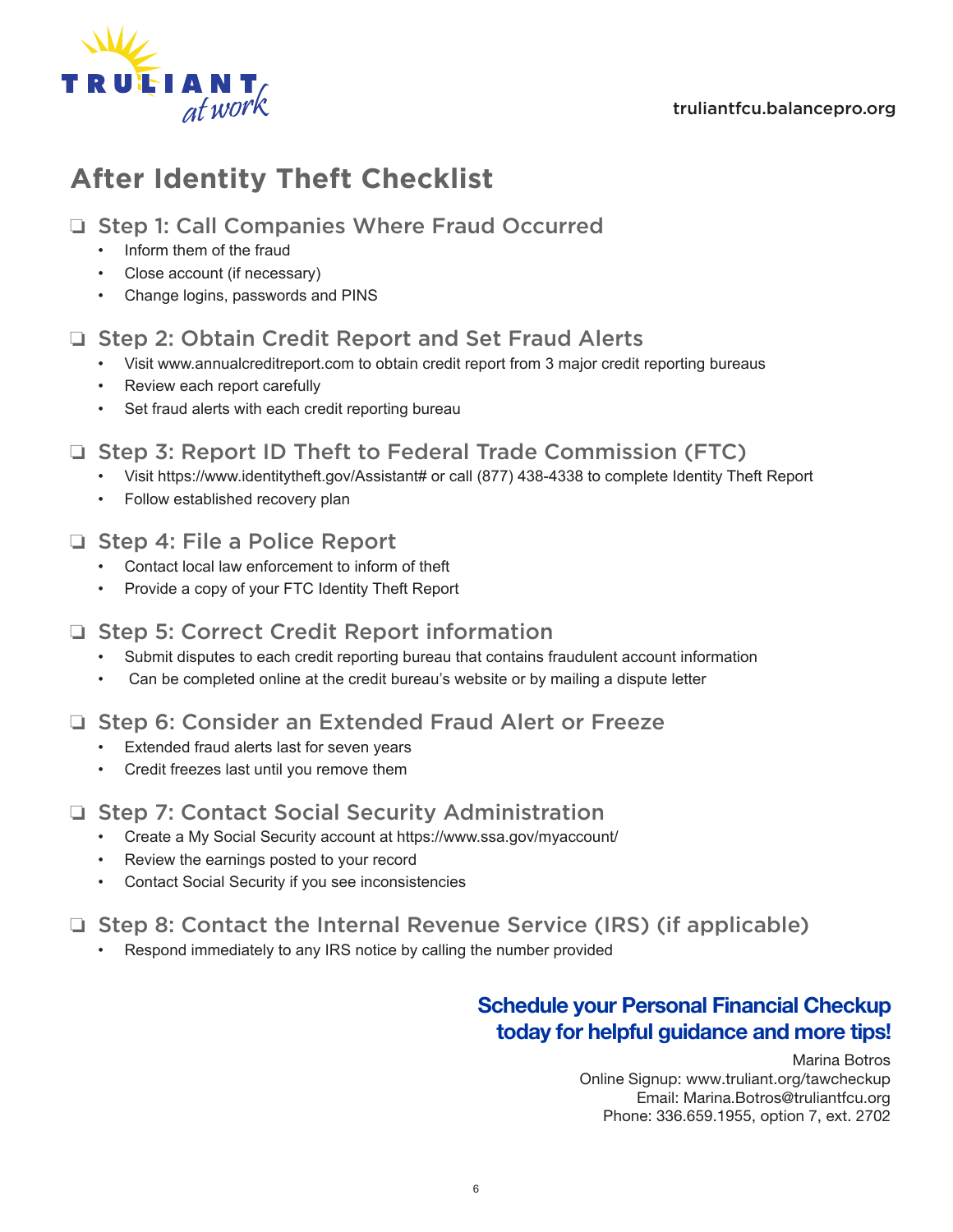truliantfcu.balancepro.org

# After Identity Theft Checklist

## ❑ Step 1: Call Companies Where Fraud Occurred

- Inform them of the fraud
- Close account (if necessary)
- Change logins, passwords and PINS

## ❑ Step 2: Obtain Credit Report and Set Fraud Alerts

- Visit www.annualcreditreport.com to obtain credit report from 3 major credit reporting bureaus
- Review each report carefully
- Set fraud alerts with each credit reporting bureau

## ❑ Step 3: Report ID Theft to Federal Trade Commission (FTC)

- Visit https://www.identitytheft.gov/Assistant# or call (877) 438-4338 to complete Identity Theft Report
- Follow established recovery plan

## ❑ Step 4: File a Police Report

- Contact local law enforcement to inform of theft
- Provide a copy of your FTC Identity Theft Report

## ❑ Step 5: Correct Credit Report information

- Submit disputes to each credit reporting bureau that contains fraudulent account information
- Can be completed online at the credit bureau's website or by mailing a dispute letter

## ❑ Step 6: Consider an Extended Fraud Alert or Freeze

- Extended fraud alerts last for seven years
- Credit freezes last until you remove them

## ❑ Step 7: Contact Social Security Administration

- Create a My Social Security account at https://www.ssa.gov/myaccount/
- Review the earnings posted to your record
- Contact Social Security if you see inconsistencies

## ❑ Step 8: Contact the Internal Revenue Service (IRS) (if applicable)

- Respond immediately to any IRS notice by calling the number provided

**Schedule your Personal Financial Checkup today for helpful guidance and more tips!**

Marina Botros
Online Signup: www.truliant.org/tawcheckup
Email: Marina.Botros@truliantfcu.org
Phone: 336.659.1955, option 7, ext. 2702